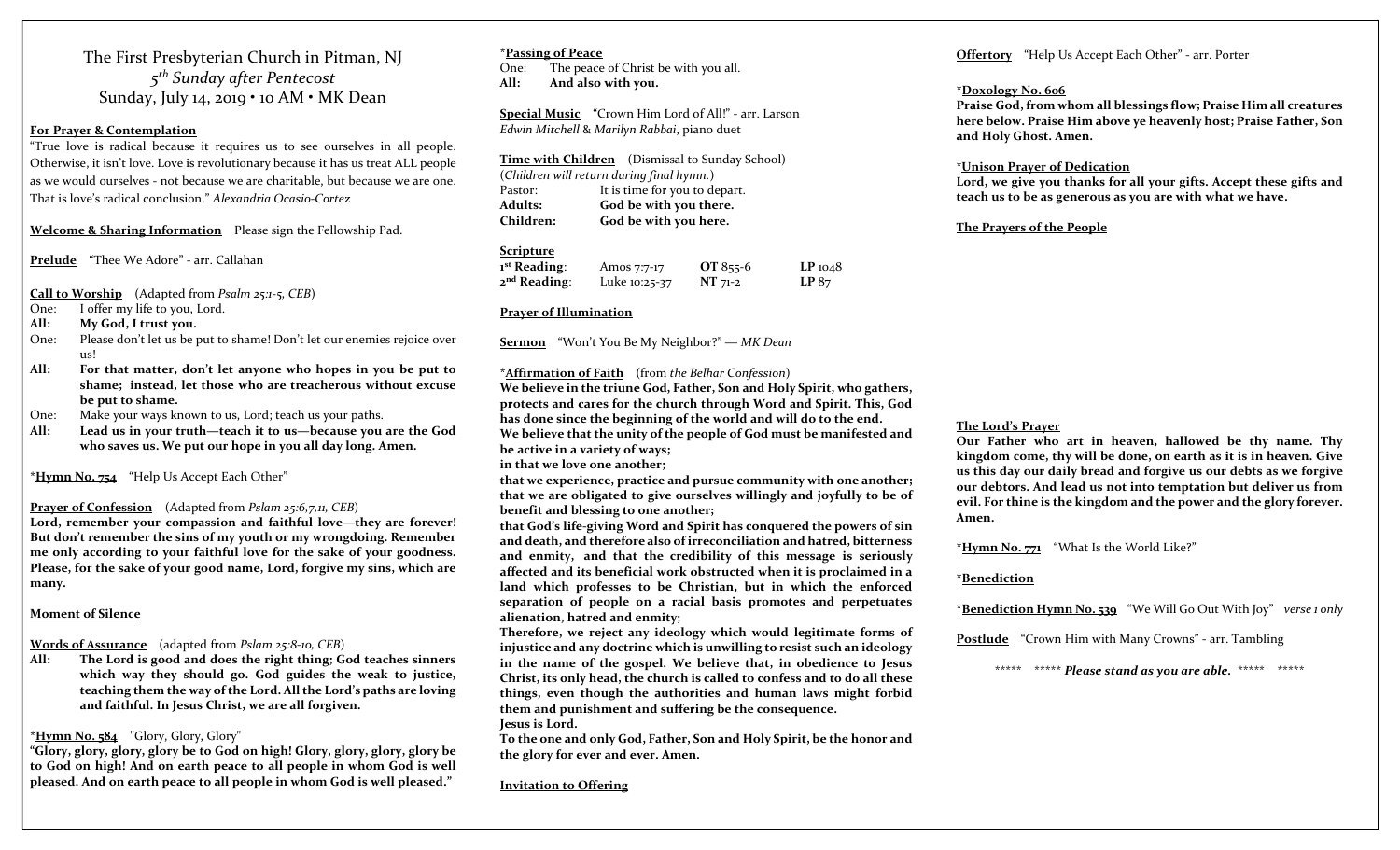# The First Presbyterian Church in Pitman, NJ

*5th Sunday after Pentecost*

Sunday, July 14, 2019 • 10 AM • MK Dean

**For Prayer & Contemplation**

"True love is radical because it requires us to see ourselves in all people. Otherwise, it isn't love. Love is revolutionary because it has us treat ALL people as we would ourselves - not because we are charitable, but because we are one. That is love's radical conclusion." *Alexandria Ocasio-Cortez*

**Welcome & Sharing Information** Please sign the Fellowship Pad.

**Prelude** "Thee We Adore" - arr. Callahan

**Call to Worship** (Adapted from *Psalm 25:1-5, CEB*)

One: I offer my life to you, Lord.

**All: My God, I trust you.**

One: Please don't let us be put to shame! Don't let our enemies rejoice over us!

**All: For that matter, don't let anyone who hopes in you be put to shame; instead, let those who are treacherous without excuse be put to shame.**

One: Make your ways known to us, Lord; teach us your paths.

**All: Lead us in your truth—teach it to us—because you are the God who saves us. We put our hope in you all day long. Amen.**

*__Hymn No. 754__ "Help Us Accept Each Other"

**Prayer of Confession** (Adapted from *Pslam 25:6,7,11, CEB*)

**Lord, remember your compassion and faithful love—they are forever! But don't remember the sins of my youth or my wrongdoing. Remember me only according to your faithful love for the sake of your goodness. Please, for the sake of your good name, Lord, forgive my sins, which are many.**

**Moment of Silence**

**Words of Assurance** (adapted from *Pslam 25:8-10, CEB*)

**All: The Lord is good and does the right thing; God teaches sinners which way they should go. God guides the weak to justice, teaching them the way of the Lord. All the Lord's paths are loving and faithful. In Jesus Christ, we are all forgiven.**

*__Hymn No. 584__ "Glory, Glory, Glory"

**"Glory, glory, glory, glory be to God on high! Glory, glory, glory, glory be to God on high! And on earth peace to all people in whom God is well pleased. And on earth peace to all people in whom God is well pleased."**

*__Passing of Peace__

One: The peace of Christ be with you all.

**All: And also with you.**

**Special Music** "Crown Him Lord of All!" - arr. Larson

*Edwin Mitchell & Marilyn Rabbai*, piano duet

**Time with Children** (Dismissal to Sunday School)

(*Children will return during final hymn.*)

Pastor: It is time for you to depart.

**Adults: God be with you there.**

**Children: God be with you here.**

**Scripture**

| | | | |
|---|---|---|---|
| **1st Reading**: | Amos 7:7-17 | **OT** 855-6 | **LP** 1048 |
| **2nd Reading**: | Luke 10:25-37 | **NT** 71-2 | **LP** 87 |

**Prayer of Illumination**

**Sermon** "Won't You Be My Neighbor?" — *MK Dean*

*__Affirmation of Faith__ (from *the Belhar Confession*)

**We believe in the triune God, Father, Son and Holy Spirit, who gathers, protects and cares for the church through Word and Spirit. This, God has done since the beginning of the world and will do to the end.**

**We believe that the unity of the people of God must be manifested and be active in a variety of ways;**

**in that we love one another;**

**that we experience, practice and pursue community with one another; that we are obligated to give ourselves willingly and joyfully to be of benefit and blessing to one another;**

**that God's life-giving Word and Spirit has conquered the powers of sin and death, and therefore also of irreconciliation and hatred, bitterness and enmity, and that the credibility of this message is seriously affected and its beneficial work obstructed when it is proclaimed in a land which professes to be Christian, but in which the enforced separation of people on a racial basis promotes and perpetuates alienation, hatred and enmity;**

**Therefore, we reject any ideology which would legitimate forms of injustice and any doctrine which is unwilling to resist such an ideology in the name of the gospel. We believe that, in obedience to Jesus Christ, its only head, the church is called to confess and to do all these things, even though the authorities and human laws might forbid them and punishment and suffering be the consequence.**

**Jesus is Lord.**

**To the one and only God, Father, Son and Holy Spirit, be the honor and the glory for ever and ever. Amen.**

**Invitation to Offering**

**Offertory** "Help Us Accept Each Other" - arr. Porter

*__Doxology No. 606__

**Praise God, from whom all blessings flow; Praise Him all creatures here below. Praise Him above ye heavenly host; Praise Father, Son and Holy Ghost. Amen.**

*__Unison Prayer of Dedication__

**Lord, we give you thanks for all your gifts. Accept these gifts and teach us to be as generous as you are with what we have.**

**The Prayers of the People**

**The Lord's Prayer**

**Our Father who art in heaven, hallowed be thy name. Thy kingdom come, thy will be done, on earth as it is in heaven. Give us this day our daily bread and forgive us our debts as we forgive our debtors. And lead us not into temptation but deliver us from evil. For thine is the kingdom and the power and the glory forever. Amen.**

*__Hymn No. 771__ "What Is the World Like?"

*__Benediction__

*__Benediction Hymn No. 539__ "We Will Go Out With Joy" *verse 1 only*

**Postlude** "Crown Him with Many Crowns" - arr. Tambling

\***** ***** ***Please stand as you are able.*** ***** *****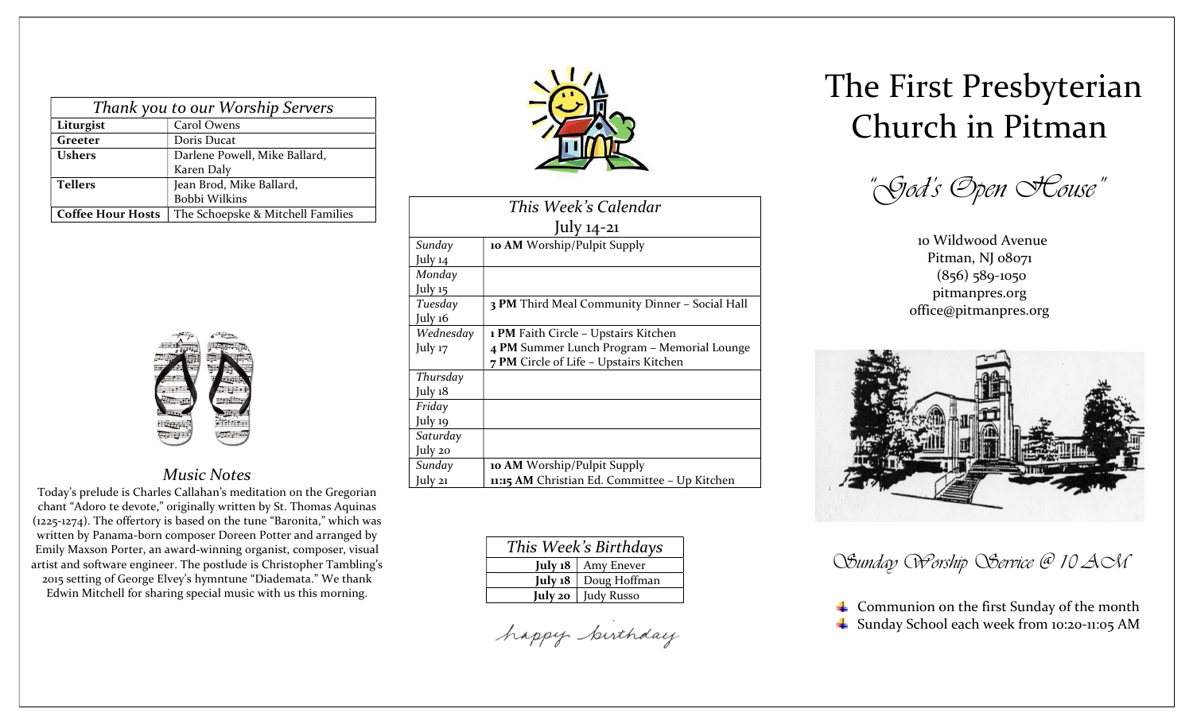| Thank you to our Worship Servers | |
|---|---|
| **Liturgist** | Carol Owens |
| **Greeter** | Doris Ducat |
| **Ushers** | Darlene Powell, Mike Ballard, Karen Daly |
| **Tellers** | Jean Brod, Mike Ballard, Bobbi Wilkins |
| **Coffee Hour Hosts** | The Schoepske & Mitchell Families |

## *Music Notes*

Today's prelude is Charles Callahan's meditation on the Gregorian chant "Adoro te devote," originally written by St. Thomas Aquinas (1225-1274). The offertory is based on the tune "Baronita," which was written by Panama-born composer Doreen Potter and arranged by Emily Maxson Porter, an award-winning organist, composer, visual artist and software engineer. The postlude is Christopher Tambling's 2015 setting of George Elvey's hymntune "Diademata." We thank Edwin Mitchell for sharing special music with us this morning.

| *This Week's Calendar* July 14-21 | |
|---|---|
| *Sunday* July 14 | **10 AM** Worship/Pulpit Supply |
| *Monday* July 15 | |
| *Tuesday* July 16 | **3 PM** Third Meal Community Dinner – Social Hall |
| *Wednesday* July 17 | **1 PM** Faith Circle – Upstairs Kitchen<br>**4 PM** Summer Lunch Program – Memorial Lounge<br>**7 PM** Circle of Life – Upstairs Kitchen |
| *Thursday* July 18 | |
| *Friday* July 19 | |
| *Saturday* July 20 | |
| *Sunday* July 21 | **10 AM** Worship/Pulpit Supply<br>**11:15 AM** Christian Ed. Committee – Up Kitchen |

| *This Week's Birthdays* | |
|---|---|
| **July 18** | Amy Enever |
| **July 18** | Doug Hoffman |
| **July 20** | Judy Russo |

happy birthday

# The First Presbyterian Church in Pitman

*"God's Open House"*

10 Wildwood Avenue
Pitman, NJ 08071
(856) 589-1050
pitmanpres.org
office@pitmanpres.org

*Sunday Worship Service @ 10 AM*

- Communion on the first Sunday of the month
- Sunday School each week from 10:20-11:05 AM